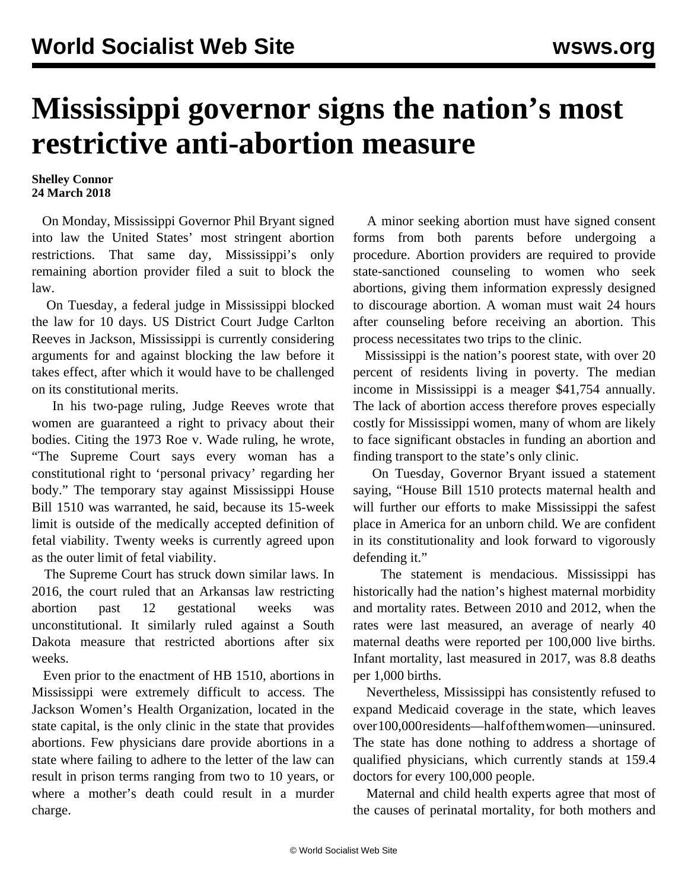# Mississippi governor signs the nation's most restrictive anti-abortion measure

**Shelley Connor**
**24 March 2018**

On Monday, Mississippi Governor Phil Bryant signed into law the United States' most stringent abortion restrictions. That same day, Mississippi's only remaining abortion provider filed a suit to block the law.

On Tuesday, a federal judge in Mississippi blocked the law for 10 days. US District Court Judge Carlton Reeves in Jackson, Mississippi is currently considering arguments for and against blocking the law before it takes effect, after which it would have to be challenged on its constitutional merits.

In his two-page ruling, Judge Reeves wrote that women are guaranteed a right to privacy about their bodies. Citing the 1973 Roe v. Wade ruling, he wrote, "The Supreme Court says every woman has a constitutional right to 'personal privacy' regarding her body." The temporary stay against Mississippi House Bill 1510 was warranted, he said, because its 15-week limit is outside of the medically accepted definition of fetal viability. Twenty weeks is currently agreed upon as the outer limit of fetal viability.

The Supreme Court has struck down similar laws. In 2016, the court ruled that an Arkansas law restricting abortion past 12 gestational weeks was unconstitutional. It similarly ruled against a South Dakota measure that restricted abortions after six weeks.

Even prior to the enactment of HB 1510, abortions in Mississippi were extremely difficult to access. The Jackson Women's Health Organization, located in the state capital, is the only clinic in the state that provides abortions. Few physicians dare provide abortions in a state where failing to adhere to the letter of the law can result in prison terms ranging from two to 10 years, or where a mother's death could result in a murder charge.

A minor seeking abortion must have signed consent forms from both parents before undergoing a procedure. Abortion providers are required to provide state-sanctioned counseling to women who seek abortions, giving them information expressly designed to discourage abortion. A woman must wait 24 hours after counseling before receiving an abortion. This process necessitates two trips to the clinic.

Mississippi is the nation's poorest state, with over 20 percent of residents living in poverty. The median income in Mississippi is a meager $41,754 annually. The lack of abortion access therefore proves especially costly for Mississippi women, many of whom are likely to face significant obstacles in funding an abortion and finding transport to the state's only clinic.

On Tuesday, Governor Bryant issued a statement saying, "House Bill 1510 protects maternal health and will further our efforts to make Mississippi the safest place in America for an unborn child. We are confident in its constitutionality and look forward to vigorously defending it."

The statement is mendacious. Mississippi has historically had the nation's highest maternal morbidity and mortality rates. Between 2010 and 2012, when the rates were last measured, an average of nearly 40 maternal deaths were reported per 100,000 live births. Infant mortality, last measured in 2017, was 8.8 deaths per 1,000 births.

Nevertheless, Mississippi has consistently refused to expand Medicaid coverage in the state, which leaves over 100,000 residents—half of them women—uninsured. The state has done nothing to address a shortage of qualified physicians, which currently stands at 159.4 doctors for every 100,000 people.

Maternal and child health experts agree that most of the causes of perinatal mortality, for both mothers and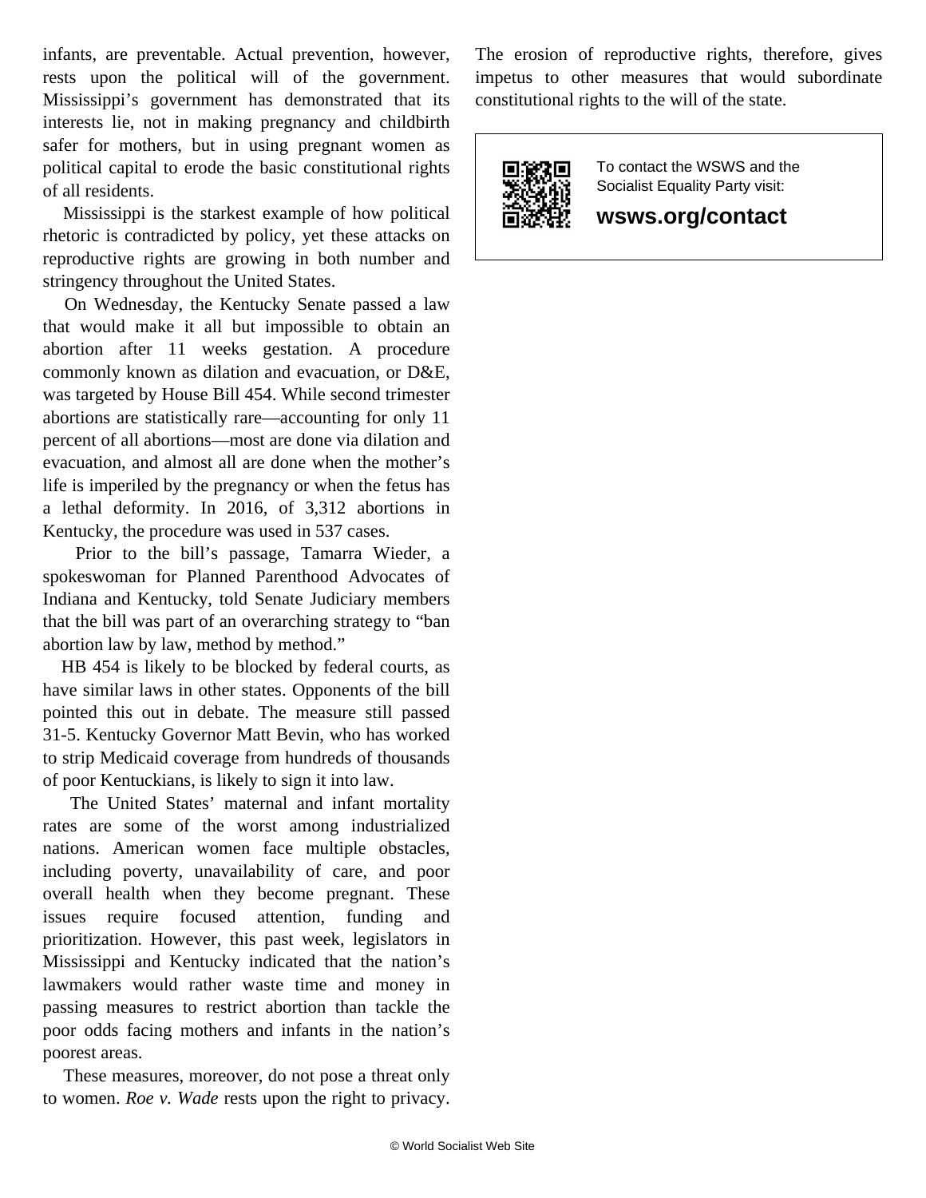infants, are preventable. Actual prevention, however, rests upon the political will of the government. Mississippi's government has demonstrated that its interests lie, not in making pregnancy and childbirth safer for mothers, but in using pregnant women as political capital to erode the basic constitutional rights of all residents.

Mississippi is the starkest example of how political rhetoric is contradicted by policy, yet these attacks on reproductive rights are growing in both number and stringency throughout the United States.

On Wednesday, the Kentucky Senate passed a law that would make it all but impossible to obtain an abortion after 11 weeks gestation. A procedure commonly known as dilation and evacuation, or D&E, was targeted by House Bill 454. While second trimester abortions are statistically rare—accounting for only 11 percent of all abortions—most are done via dilation and evacuation, and almost all are done when the mother's life is imperiled by the pregnancy or when the fetus has a lethal deformity. In 2016, of 3,312 abortions in Kentucky, the procedure was used in 537 cases.

Prior to the bill's passage, Tamarra Wieder, a spokeswoman for Planned Parenthood Advocates of Indiana and Kentucky, told Senate Judiciary members that the bill was part of an overarching strategy to "ban abortion law by law, method by method."

HB 454 is likely to be blocked by federal courts, as have similar laws in other states. Opponents of the bill pointed this out in debate. The measure still passed 31-5. Kentucky Governor Matt Bevin, who has worked to strip Medicaid coverage from hundreds of thousands of poor Kentuckians, is likely to sign it into law.

The United States' maternal and infant mortality rates are some of the worst among industrialized nations. American women face multiple obstacles, including poverty, unavailability of care, and poor overall health when they become pregnant. These issues require focused attention, funding and prioritization. However, this past week, legislators in Mississippi and Kentucky indicated that the nation's lawmakers would rather waste time and money in passing measures to restrict abortion than tackle the poor odds facing mothers and infants in the nation's poorest areas.

These measures, moreover, do not pose a threat only to women. *Roe v. Wade* rests upon the right to privacy. The erosion of reproductive rights, therefore, gives impetus to other measures that would subordinate constitutional rights to the will of the state.

To contact the WSWS and the Socialist Equality Party visit:

**wsws.org/contact**